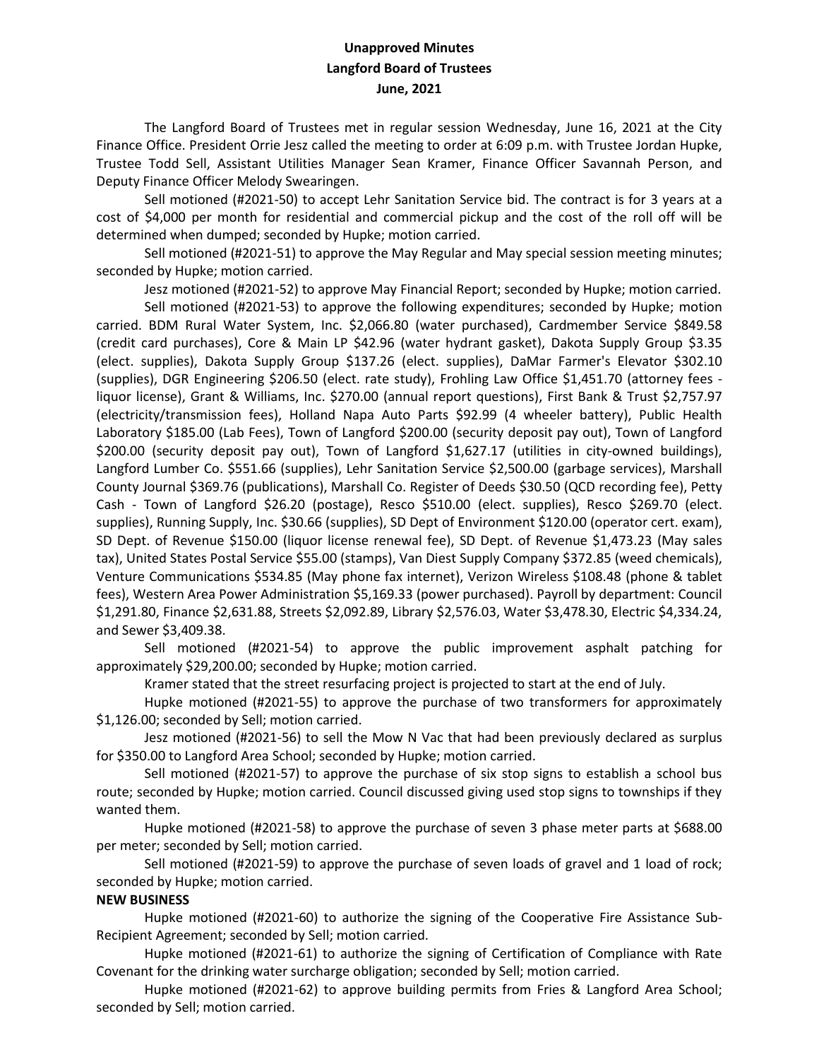**Unapproved Minutes**
**Langford Board of Trustees**
**June, 2021**

The Langford Board of Trustees met in regular session Wednesday, June 16, 2021 at the City Finance Office. President Orrie Jesz called the meeting to order at 6:09 p.m. with Trustee Jordan Hupke, Trustee Todd Sell, Assistant Utilities Manager Sean Kramer, Finance Officer Savannah Person, and Deputy Finance Officer Melody Swearingen.

Sell motioned (#2021-50) to accept Lehr Sanitation Service bid. The contract is for 3 years at a cost of $4,000 per month for residential and commercial pickup and the cost of the roll off will be determined when dumped; seconded by Hupke; motion carried.

Sell motioned (#2021-51) to approve the May Regular and May special session meeting minutes; seconded by Hupke; motion carried.

Jesz motioned (#2021-52) to approve May Financial Report; seconded by Hupke; motion carried.

Sell motioned (#2021-53) to approve the following expenditures; seconded by Hupke; motion carried. BDM Rural Water System, Inc. $2,066.80 (water purchased), Cardmember Service $849.58 (credit card purchases), Core & Main LP $42.96 (water hydrant gasket), Dakota Supply Group $3.35 (elect. supplies), Dakota Supply Group $137.26 (elect. supplies), DaMar Farmer's Elevator $302.10 (supplies), DGR Engineering $206.50 (elect. rate study), Frohling Law Office $1,451.70 (attorney fees - liquor license), Grant & Williams, Inc. $270.00 (annual report questions), First Bank & Trust $2,757.97 (electricity/transmission fees), Holland Napa Auto Parts $92.99 (4 wheeler battery), Public Health Laboratory $185.00 (Lab Fees), Town of Langford $200.00 (security deposit pay out), Town of Langford $200.00 (security deposit pay out), Town of Langford $1,627.17 (utilities in city-owned buildings), Langford Lumber Co. $551.66 (supplies), Lehr Sanitation Service $2,500.00 (garbage services), Marshall County Journal $369.76 (publications), Marshall Co. Register of Deeds $30.50 (QCD recording fee), Petty Cash - Town of Langford $26.20 (postage), Resco $510.00 (elect. supplies), Resco $269.70 (elect. supplies), Running Supply, Inc. $30.66 (supplies), SD Dept of Environment $120.00 (operator cert. exam), SD Dept. of Revenue $150.00 (liquor license renewal fee), SD Dept. of Revenue $1,473.23 (May sales tax), United States Postal Service $55.00 (stamps), Van Diest Supply Company $372.85 (weed chemicals), Venture Communications $534.85 (May phone fax internet), Verizon Wireless $108.48 (phone & tablet fees), Western Area Power Administration $5,169.33 (power purchased). Payroll by department: Council $1,291.80, Finance $2,631.88, Streets $2,092.89, Library $2,576.03, Water $3,478.30, Electric $4,334.24, and Sewer $3,409.38.

Sell motioned (#2021-54) to approve the public improvement asphalt patching for approximately $29,200.00; seconded by Hupke; motion carried.

Kramer stated that the street resurfacing project is projected to start at the end of July.

Hupke motioned (#2021-55) to approve the purchase of two transformers for approximately $1,126.00; seconded by Sell; motion carried.

Jesz motioned (#2021-56) to sell the Mow N Vac that had been previously declared as surplus for $350.00 to Langford Area School; seconded by Hupke; motion carried.

Sell motioned (#2021-57) to approve the purchase of six stop signs to establish a school bus route; seconded by Hupke; motion carried. Council discussed giving used stop signs to townships if they wanted them.

Hupke motioned (#2021-58) to approve the purchase of seven 3 phase meter parts at $688.00 per meter; seconded by Sell; motion carried.

Sell motioned (#2021-59) to approve the purchase of seven loads of gravel and 1 load of rock; seconded by Hupke; motion carried.

**NEW BUSINESS**

Hupke motioned (#2021-60) to authorize the signing of the Cooperative Fire Assistance Sub-Recipient Agreement; seconded by Sell; motion carried.

Hupke motioned (#2021-61) to authorize the signing of Certification of Compliance with Rate Covenant for the drinking water surcharge obligation; seconded by Sell; motion carried.

Hupke motioned (#2021-62) to approve building permits from Fries & Langford Area School; seconded by Sell; motion carried.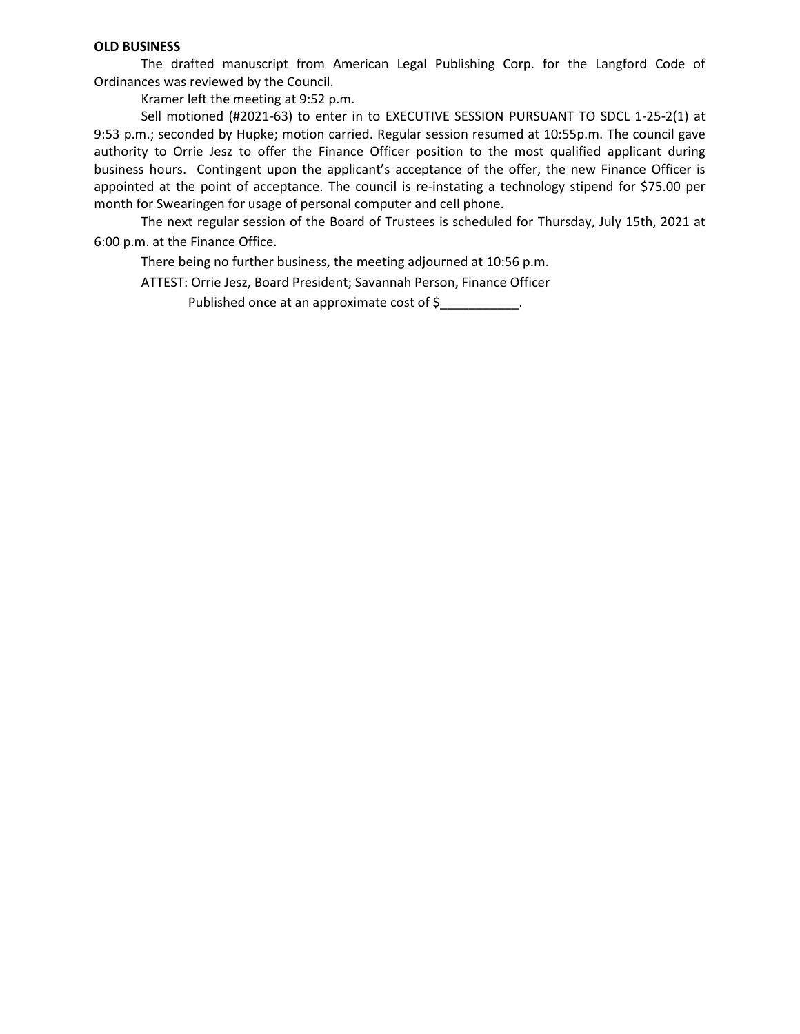**OLD BUSINESS**

The drafted manuscript from American Legal Publishing Corp. for the Langford Code of Ordinances was reviewed by the Council.

Kramer left the meeting at 9:52 p.m.

Sell motioned (#2021-63) to enter in to EXECUTIVE SESSION PURSUANT TO SDCL 1-25-2(1) at 9:53 p.m.; seconded by Hupke; motion carried. Regular session resumed at 10:55p.m. The council gave authority to Orrie Jesz to offer the Finance Officer position to the most qualified applicant during business hours. Contingent upon the applicant's acceptance of the offer, the new Finance Officer is appointed at the point of acceptance. The council is re-instating a technology stipend for $75.00 per month for Swearingen for usage of personal computer and cell phone.

The next regular session of the Board of Trustees is scheduled for Thursday, July 15th, 2021 at 6:00 p.m. at the Finance Office.

There being no further business, the meeting adjourned at 10:56 p.m.

ATTEST: Orrie Jesz, Board President; Savannah Person, Finance Officer

Published once at an approximate cost of $___________.